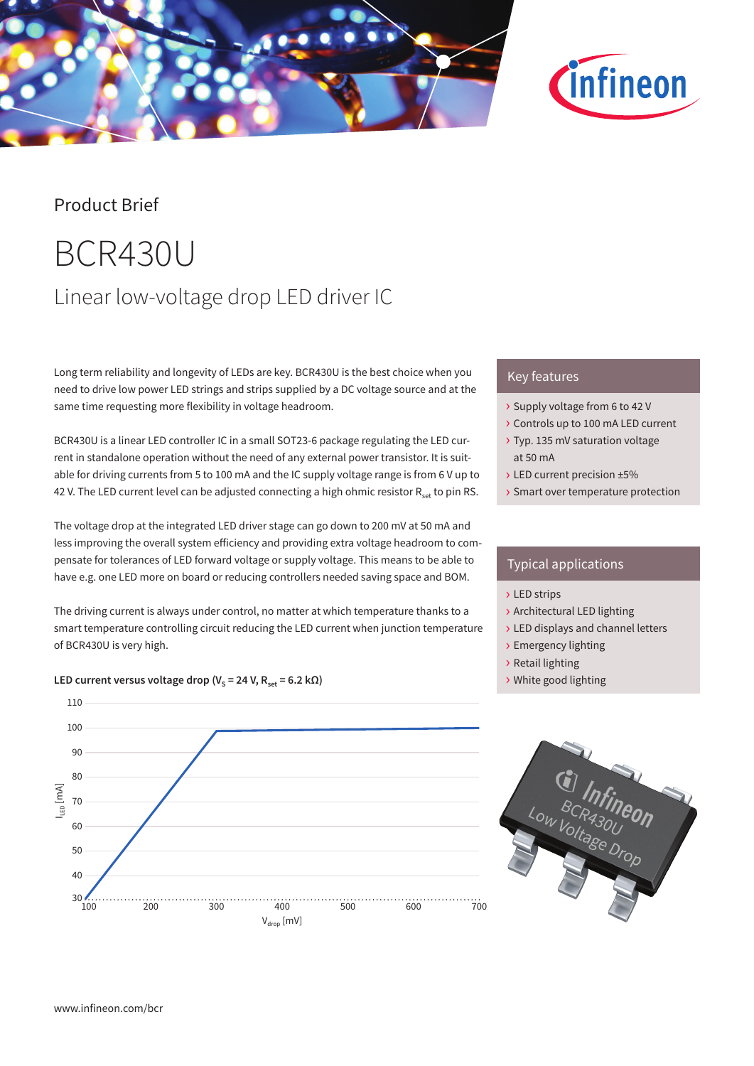Product Brief

# BCR430U

## Linear low-voltage drop LED driver IC

Long term reliability and longevity of LEDs are key. BCR430U is the best choice when you need to drive low power LED strings and strips supplied by a DC voltage source and at the same time requesting more flexibility in voltage headroom.

BCR430U is a linear LED controller IC in a small SOT23-6 package regulating the LED current in standalone operation without the need of any external power transistor. It is suitable for driving currents from 5 to 100 mA and the IC supply voltage range is from 6 V up to 42 V. The LED current level can be adjusted connecting a high ohmic resistor $R_{set}$ to pin RS.

The voltage drop at the integrated LED driver stage can go down to 200 mV at 50 mA and less improving the overall system efficiency and providing extra voltage headroom to compensate for tolerances of LED forward voltage or supply voltage. This means to be able to have e.g. one LED more on board or reducing controllers needed saving space and BOM.

The driving current is always under control, no matter at which temperature thanks to a smart temperature controlling circuit reducing the LED current when junction temperature of BCR430U is very high.

**LED current versus voltage drop ($V_S$ = 24 V, $R_{set}$ = 6.2 kΩ)**

### Key features

- Supply voltage from 6 to 42 V
- Controls up to 100 mA LED current
- Typ. 135 mV saturation voltage at 50 mA
- LED current precision ±5%
- Smart over temperature protection

### Typical applications

- LED strips
- Architectural LED lighting
- LED displays and channel letters
- Emergency lighting
- Retail lighting
- White good lighting

www.infineon.com/bcr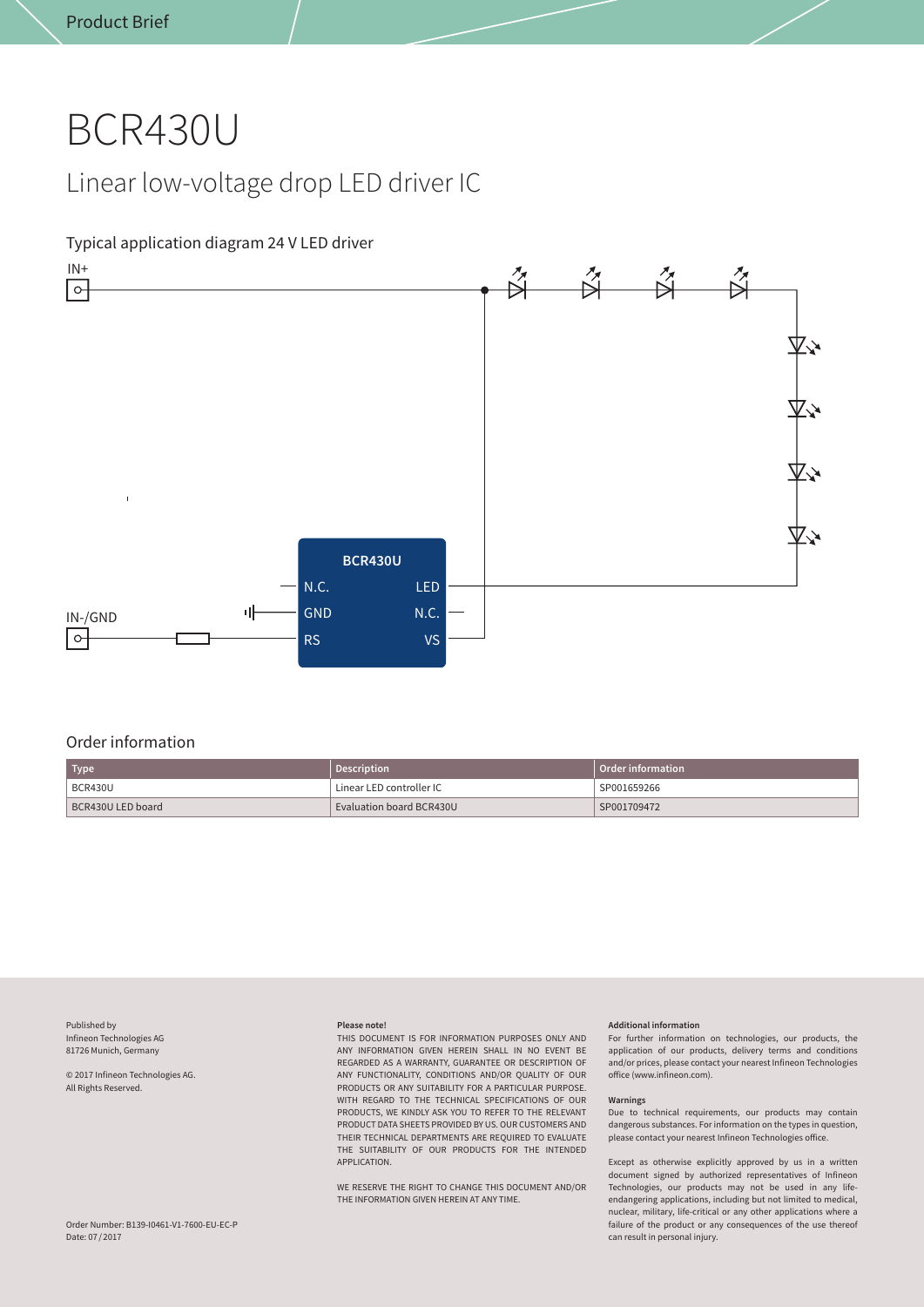# BCR430U

## Linear low-voltage drop LED driver IC

### Typical application diagram 24 V LED driver

IN+

IN-/GND

BCR430U

N.C.

GND

RS

LED

N.C.

VS

### Order information

| Type | Description | Order information |
|---|---|---|
| BCR430U | Linear LED controller IC | SP001659266 |
| BCR430U LED board | Evaluation board BCR430U | SP001709472 |

Published by
Infineon Technologies AG
81726 Munich, Germany

© 2017 Infineon Technologies AG.
All Rights Reserved.

Order Number: B139-I0461-V1-7600-EU-EC-P
Date: 07 / 2017

**Please note!**
THIS DOCUMENT IS FOR INFORMATION PURPOSES ONLY AND ANY INFORMATION GIVEN HEREIN SHALL IN NO EVENT BE REGARDED AS A WARRANTY, GUARANTEE OR DESCRIPTION OF ANY FUNCTIONALITY, CONDITIONS AND/OR QUALITY OF OUR PRODUCTS OR ANY SUITABILITY FOR A PARTICULAR PURPOSE. WITH REGARD TO THE TECHNICAL SPECIFICATIONS OF OUR PRODUCTS, WE KINDLY ASK YOU TO REFER TO THE RELEVANT PRODUCT DATA SHEETS PROVIDED BY US. OUR CUSTOMERS AND THEIR TECHNICAL DEPARTMENTS ARE REQUIRED TO EVALUATE THE SUITABILITY OF OUR PRODUCTS FOR THE INTENDED APPLICATION.

WE RESERVE THE RIGHT TO CHANGE THIS DOCUMENT AND/OR THE INFORMATION GIVEN HEREIN AT ANY TIME.

**Additional information**
For further information on technologies, our products, the application of our products, delivery terms and conditions and/or prices, please contact your nearest Infineon Technologies office (www.infineon.com).

**Warnings**
Due to technical requirements, our products may contain dangerous substances. For information on the types in question, please contact your nearest Infineon Technologies office.

Except as otherwise explicitly approved by us in a written document signed by authorized representatives of Infineon Technologies, our products may not be used in any life-endangering applications, including but not limited to medical, nuclear, military, life-critical or any other applications where a failure of the product or any consequences of the use thereof can result in personal injury.